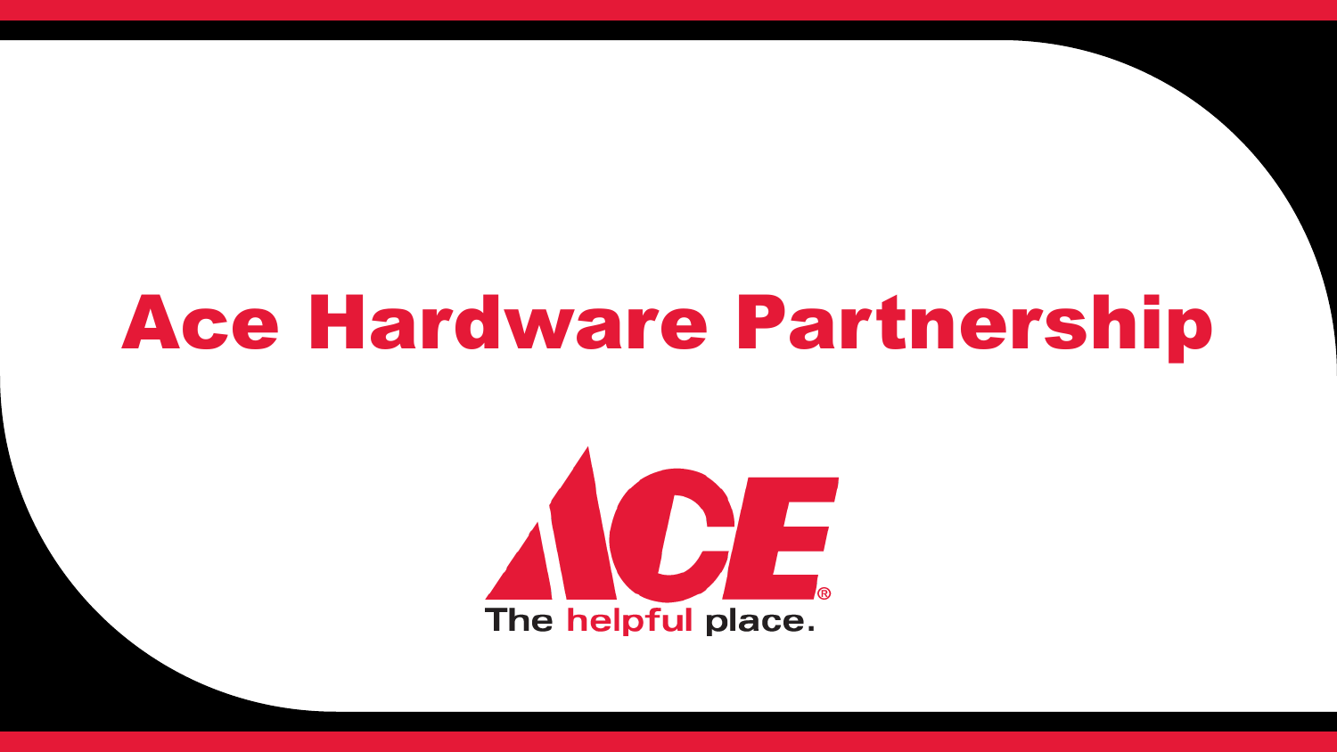# Ace Hardware Partnership

ACE®

The helpful place.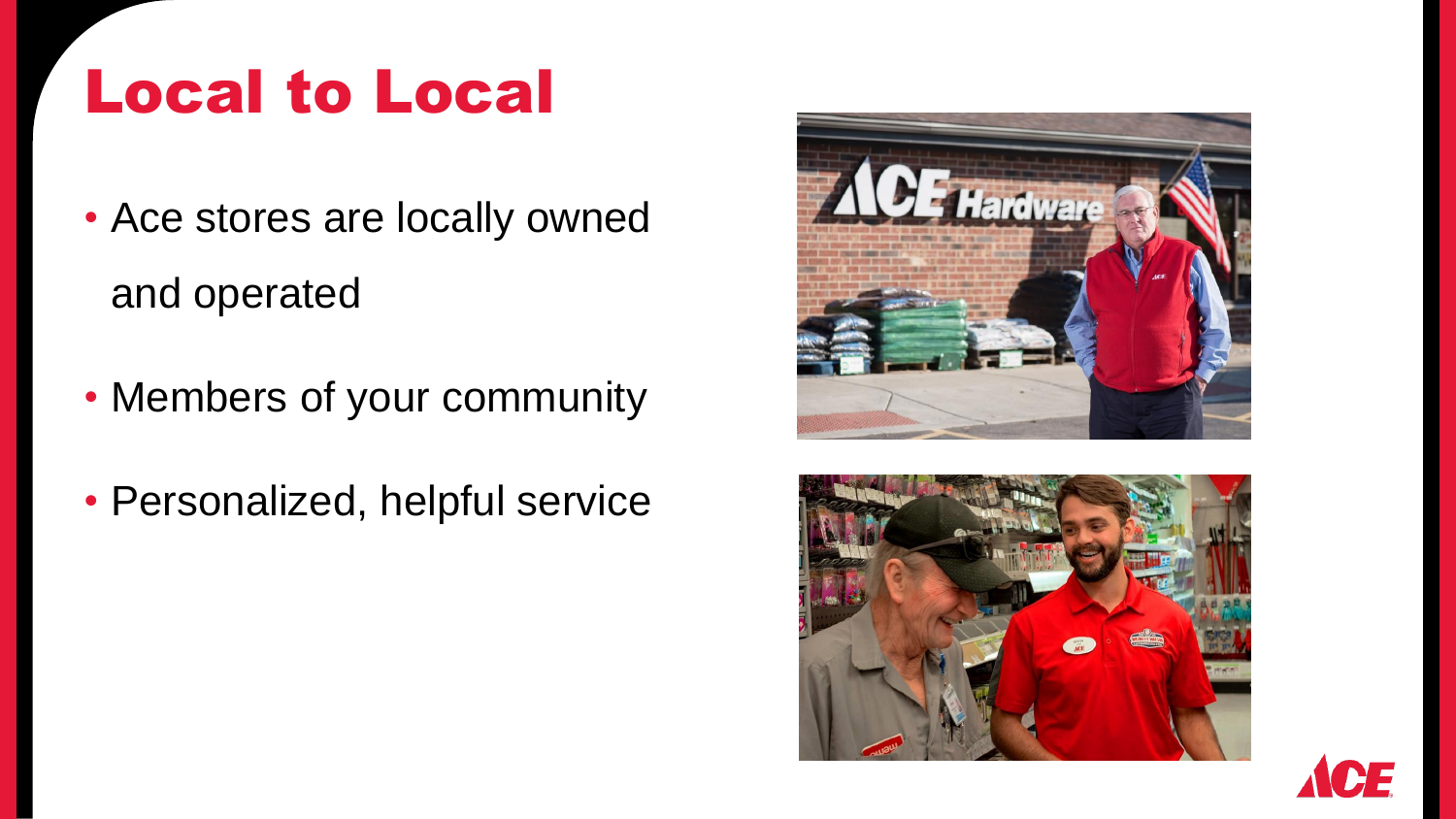# Local to Local

- Ace stores are locally owned and operated
- Members of your community
- Personalized, helpful service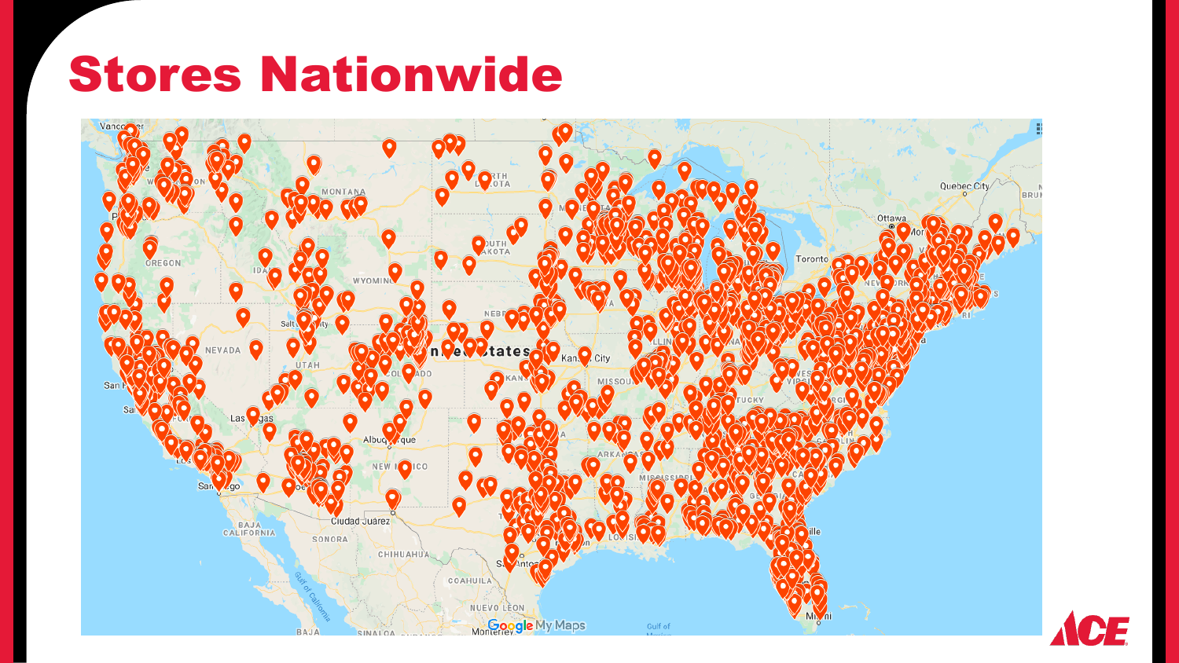# Stores Nationwide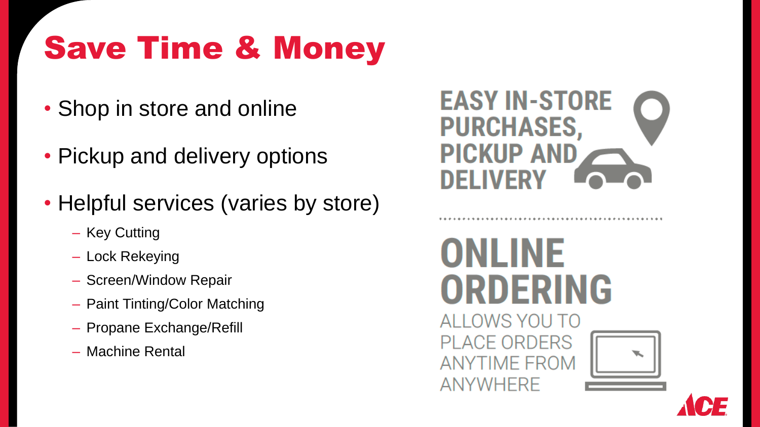# Save Time & Money

- Shop in store and online
- Pickup and delivery options
- Helpful services (varies by store)
  - Key Cutting
  - Lock Rekeying
  - Screen/Window Repair
  - Paint Tinting/Color Matching
  - Propane Exchange/Refill
  - Machine Rental

**EASY IN-STORE PURCHASES, PICKUP AND DELIVERY**

**ONLINE ORDERING**

ALLOWS YOU TO PLACE ORDERS ANYTIME FROM ANYWHERE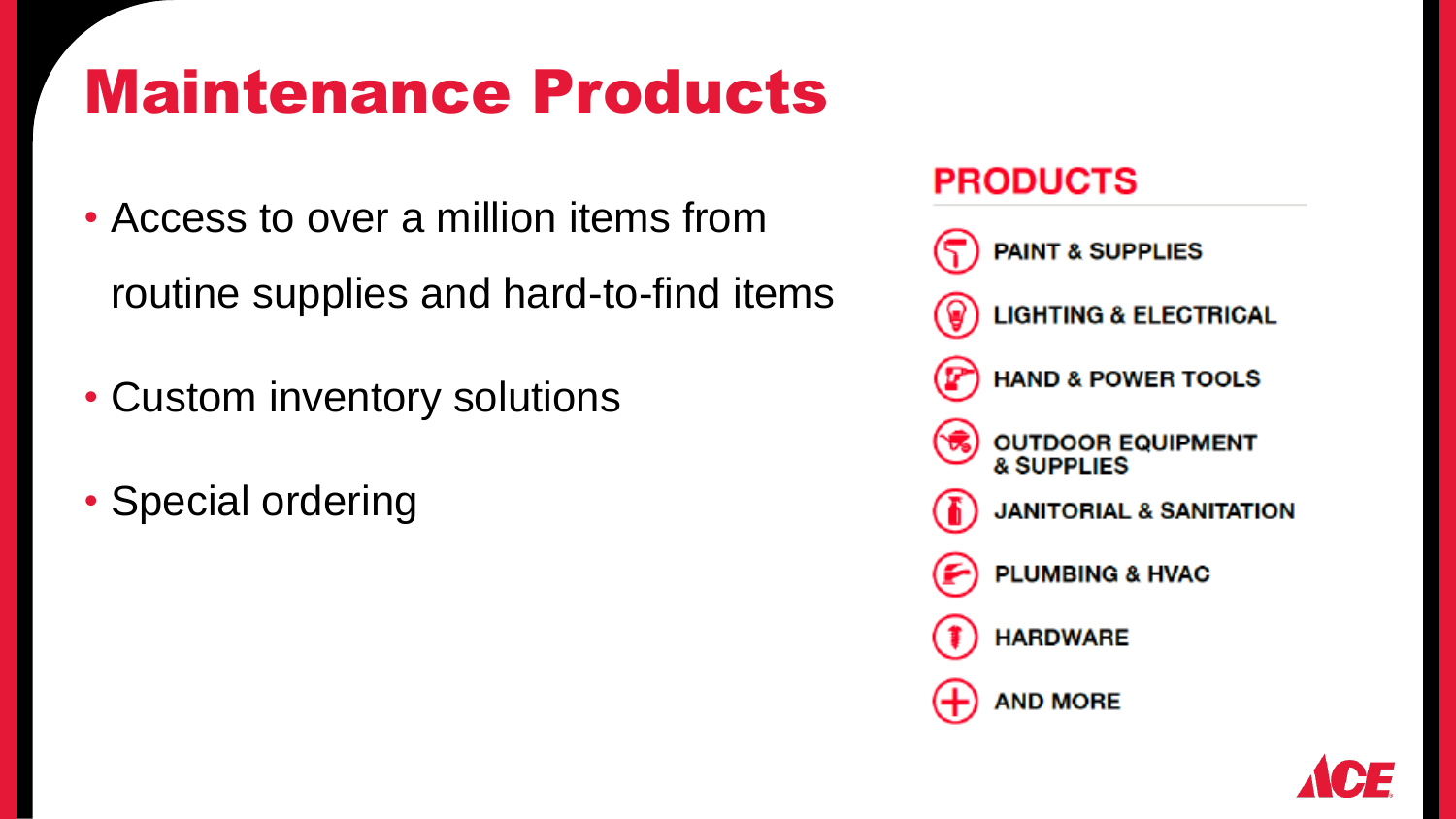# Maintenance Products

- Access to over a million items from routine supplies and hard-to-find items
- Custom inventory solutions
- Special ordering

## PRODUCTS

- PAINT & SUPPLIES
- LIGHTING & ELECTRICAL
- HAND & POWER TOOLS
- OUTDOOR EQUIPMENT & SUPPLIES
- JANITORIAL & SANITATION
- PLUMBING & HVAC
- HARDWARE
- AND MORE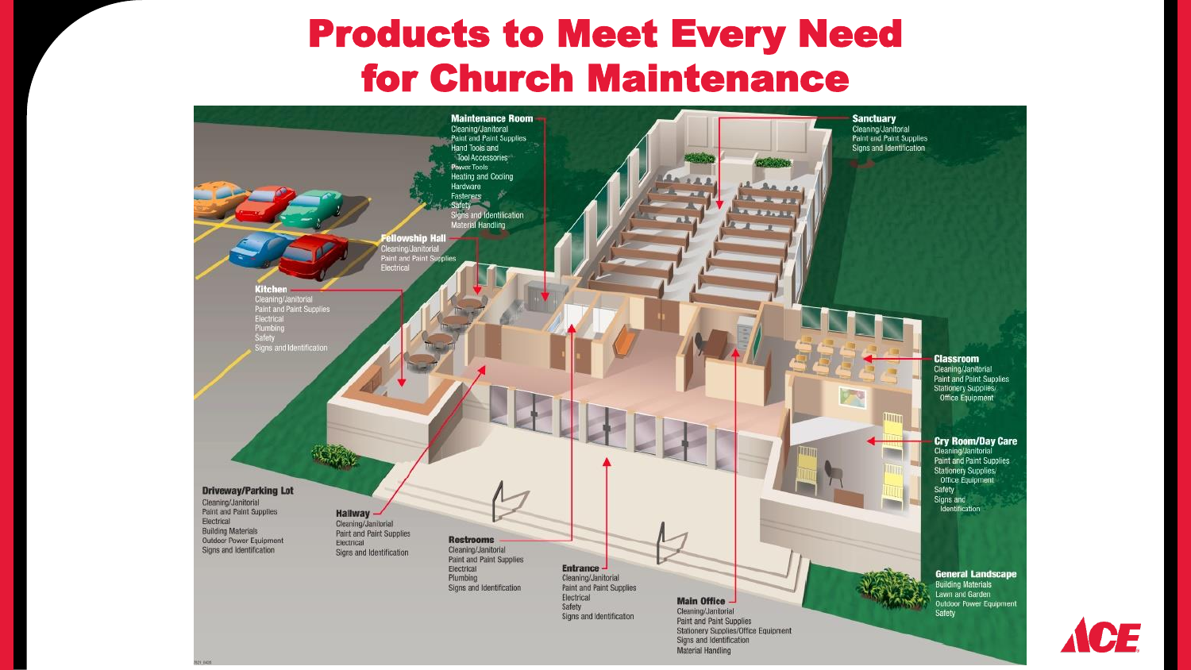# Products to Meet Every Need for Church Maintenance

**Maintenance Room**
- Cleaning/Janitorial
- Paint and Paint Supplies
- Hand Tools and Tool Accessories
- Power Tools
- Heating and Cooling
- Hardware
- Fasteners
- Safety
- Signs and Identification
- Material Handling

**Sanctuary**
- Cleaning/Janitorial
- Paint and Paint Supplies
- Signs and Identification

**Fellowship Hall**
- Cleaning/Janitorial
- Paint and Paint Supplies
- Electrical

**Kitchen**
- Cleaning/Janitorial
- Paint and Paint Supplies
- Electrical
- Plumbing
- Safety
- Signs and Identification

**Classroom**
- Cleaning/Janitorial
- Paint and Paint Supplies
- Stationery Supplies/Office Equipment

**Cry Room/Day Care**
- Cleaning/Janitorial
- Paint and Paint Supplies
- Stationery Supplies/Office Equipment
- Safety
- Signs and Identification

**Driveway/Parking Lot**
- Cleaning/Janitorial
- Paint and Paint Supplies
- Electrical
- Building Materials
- Outdoor Power Equipment
- Signs and Identification

**Hallway**
- Cleaning/Janitorial
- Paint and Paint Supplies
- Electrical
- Signs and Identification

**Restrooms**
- Cleaning/Janitorial
- Paint and Paint Supplies
- Electrical
- Plumbing
- Signs and Identification

**Entrance**
- Cleaning/Janitorial
- Paint and Paint Supplies
- Electrical
- Safety
- Signs and Identification

**Main Office**
- Cleaning/Janitorial
- Paint and Paint Supplies
- Stationery Supplies/Office Equipment
- Signs and Identification
- Material Handling

**General Landscape**
- Building Materials
- Lawn and Garden
- Outdoor Power Equipment
- Safety

ACE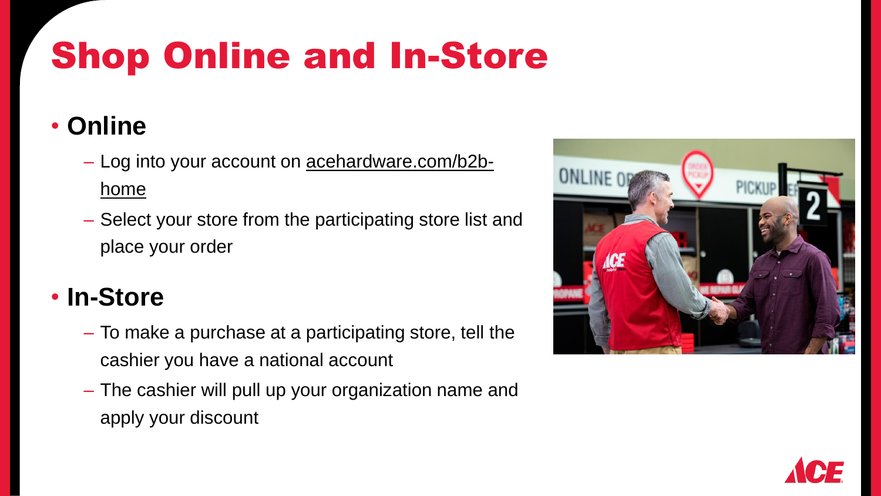# Shop Online and In-Store

- **Online**
  - Log into your account on acehardware.com/b2b-home
  - Select your store from the participating store list and place your order
- **In-Store**
  - To make a purchase at a participating store, tell the cashier you have a national account
  - The cashier will pull up your organization name and apply your discount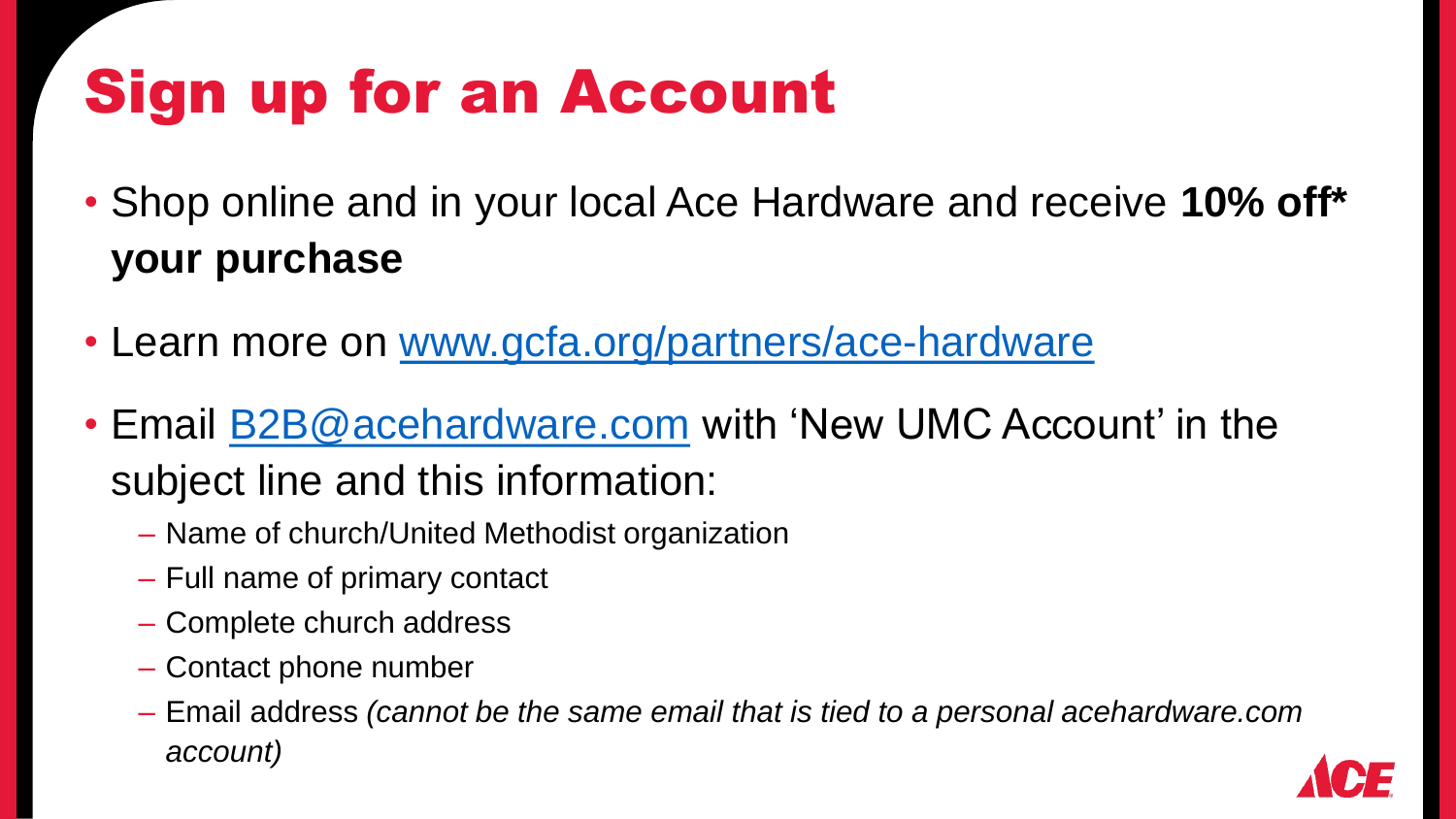# Sign up for an Account

- Shop online and in your local Ace Hardware and receive **10% off* your purchase**
- Learn more on [www.gcfa.org/partners/ace-hardware](www.gcfa.org/partners/ace-hardware)
- Email [B2B@acehardware.com](mailto:B2B@acehardware.com) with 'New UMC Account' in the subject line and this information:
  - Name of church/United Methodist organization
  - Full name of primary contact
  - Complete church address
  - Contact phone number
  - Email address *(cannot be the same email that is tied to a personal acehardware.com account)*